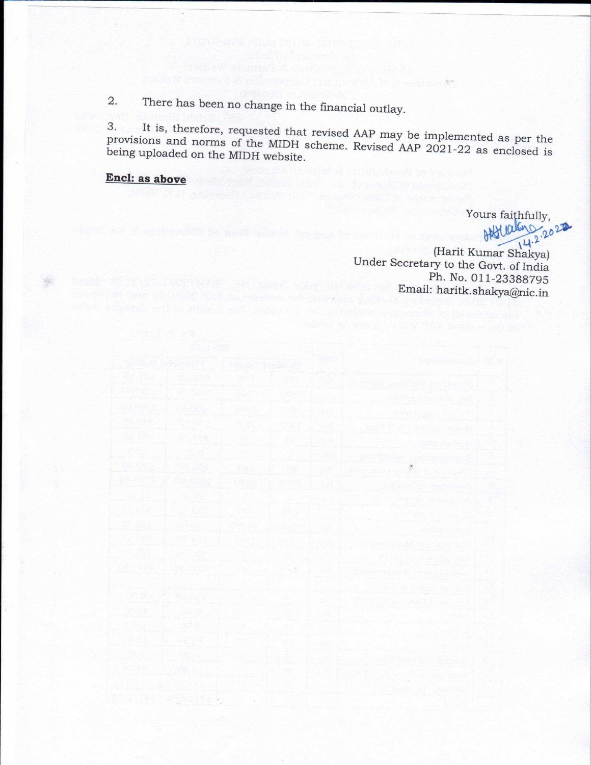2. There has been no change in the financial outlay.

3. It is, therefore, requested that revised AAP may be implemented as per the provisions and norms of the MIDH scheme. Revised AAP 2021-22 as enclosed is being uploaded on the MIDH website.

**Encl: as above**

Yours faithfully,

14.2.2022

(Harit Kumar Shakya)
Under Secretary to the Govt. of India
Ph. No. 011-23388795
Email: haritk.shakya@nic.in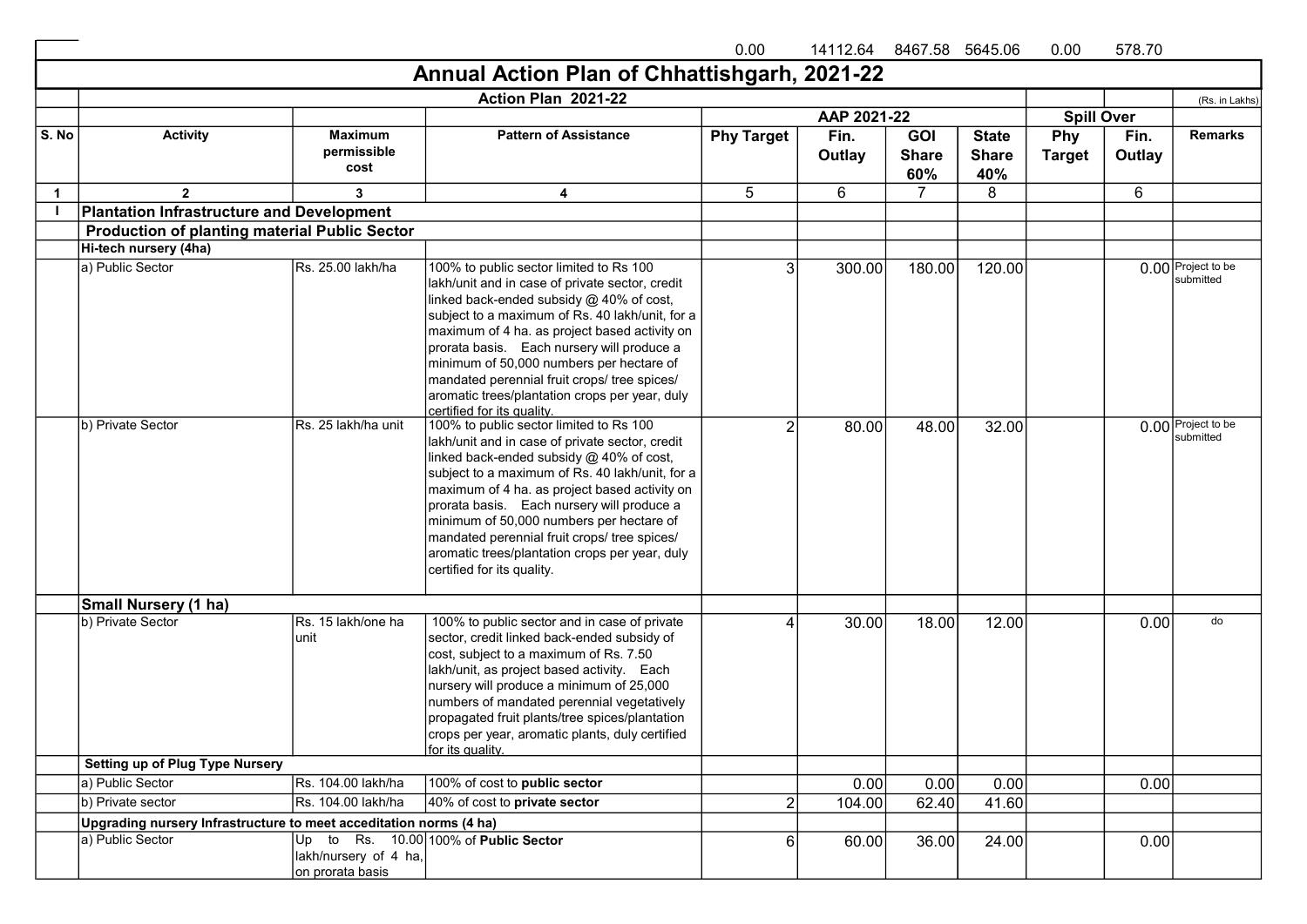| | | | | 0.00 | 14112.64 | 8467.58 | 5645.06 | 0.00 | 578.70 | |
|---|---|---|---|---|---|---|---|---|---|---|

# Annual Action Plan of Chhattishgarh, 2021-22

| | Action Plan 2021-22 | | | | | | | | | (Rs. in Lakhs) |
|---|---|---|---|---|---|---|---|---|---|---|
| | | | | AAP 2021-22 | | | | Spill Over | | |
| S. No | Activity | Maximum permissible cost | Pattern of Assistance | Phy Target | Fin. Outlay | GOI Share 60% | State Share 40% | Phy Target | Fin. Outlay | Remarks |
| 1 | 2 | 3 | 4 | 5 | 6 | 7 | 8 | | 6 | |
| I | **Plantation Infrastructure and Development** | | | | | | | | | |
| | **Production of planting material Public Sector** | | | | | | | | | |
| | **Hi-tech nursery (4ha)** | | | | | | | | | |
| | a) Public Sector | Rs. 25.00 lakh/ha | 100% to public sector limited to Rs 100 lakh/unit and in case of private sector, credit linked back-ended subsidy @ 40% of cost, subject to a maximum of Rs. 40 lakh/unit, for a maximum of 4 ha. as project based activity on prorata basis. Each nursery will produce a minimum of 50,000 numbers per hectare of mandated perennial fruit crops/ tree spices/ aromatic trees/plantation crops per year, duly certified for its quality. | 3 | 300.00 | 180.00 | 120.00 | | 0.00 | Project to be submitted |
| | b) Private Sector | Rs. 25 lakh/ha unit | 100% to public sector limited to Rs 100 lakh/unit and in case of private sector, credit linked back-ended subsidy @ 40% of cost, subject to a maximum of Rs. 40 lakh/unit, for a maximum of 4 ha. as project based activity on prorata basis. Each nursery will produce a minimum of 50,000 numbers per hectare of mandated perennial fruit crops/ tree spices/ aromatic trees/plantation crops per year, duly certified for its quality. | 2 | 80.00 | 48.00 | 32.00 | | 0.00 | Project to be submitted |
| | **Small Nursery (1 ha)** | | | | | | | | | |
| | b) Private Sector | Rs. 15 lakh/one ha unit | 100% to public sector and in case of private sector, credit linked back-ended subsidy of cost, subject to a maximum of Rs. 7.50 lakh/unit, as project based activity. Each nursery will produce a minimum of 25,000 numbers of mandated perennial vegetatively propagated fruit plants/tree spices/plantation crops per year, aromatic plants, duly certified for its quality. | 4 | 30.00 | 18.00 | 12.00 | | 0.00 | do |
| | **Setting up of Plug Type Nursery** | | | | | | | | | |
| | a) Public Sector | Rs. 104.00 lakh/ha | 100% of cost to **public sector** | | 0.00 | 0.00 | 0.00 | | 0.00 | |
| | b) Private sector | Rs. 104.00 lakh/ha | 40% of cost to **private sector** | 2 | 104.00 | 62.40 | 41.60 | | | |
| | **Upgrading nursery Infrastructure to meet acceditation norms (4 ha)** | | | | | | | | | |
| | a) Public Sector | Up to Rs. 10.00 lakh/nursery of 4 ha, on prorata basis | 100% of **Public Sector** | 6 | 60.00 | 36.00 | 24.00 | | 0.00 | |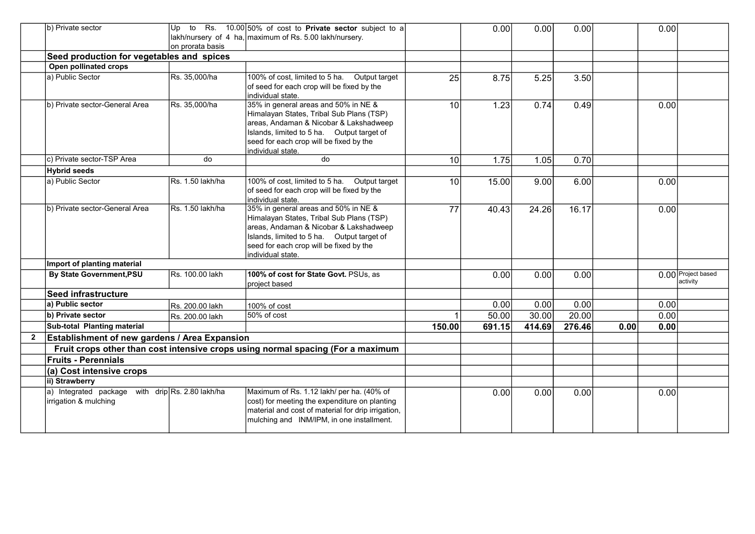| | | | | | | | | | | |
|---|---|---|---|---|---|---|---|---|---|---|
| | b) Private sector | Up to Rs. 10.00 lakh/nursery of 4 ha, on prorata basis | 50% of cost to **Private sector** subject to a maximum of Rs. 5.00 lakh/nursery. | | 0.00 | 0.00 | 0.00 | | 0.00 | |
| | **Seed production for vegetables and spices** | | | | | | | | | |
| | **Open pollinated crops** | | | | | | | | | |
| | a) Public Sector | Rs. 35,000/ha | 100% of cost, limited to 5 ha. Output target of seed for each crop will be fixed by the individual state. | 25 | 8.75 | 5.25 | 3.50 | | | |
| | b) Private sector-General Area | Rs. 35,000/ha | 35% in general areas and 50% in NE & Himalayan States, Tribal Sub Plans (TSP) areas, Andaman & Nicobar & Lakshadweep Islands, limited to 5 ha. Output target of seed for each crop will be fixed by the individual state. | 10 | 1.23 | 0.74 | 0.49 | | 0.00 | |
| | c) Private sector-TSP Area | do | do | 10 | 1.75 | 1.05 | 0.70 | | | |
| | **Hybrid seeds** | | | | | | | | | |
| | a) Public Sector | Rs. 1.50 lakh/ha | 100% of cost, limited to 5 ha. Output target of seed for each crop will be fixed by the individual state. | 10 | 15.00 | 9.00 | 6.00 | | 0.00 | |
| | b) Private sector-General Area | Rs. 1.50 lakh/ha | 35% in general areas and 50% in NE & Himalayan States, Tribal Sub Plans (TSP) areas, Andaman & Nicobar & Lakshadweep Islands, limited to 5 ha. Output target of seed for each crop will be fixed by the individual state. | 77 | 40.43 | 24.26 | 16.17 | | 0.00 | |
| | **Import of planting material** | | | | | | | | | |
| | **By State Government,PSU** | Rs. 100.00 lakh | **100% of cost for State Govt.** PSUs, as project based | | 0.00 | 0.00 | 0.00 | | 0.00 | Project based activity |
| | **Seed infrastructure** | | | | | | | | | |
| | **a) Public sector** | Rs. 200.00 lakh | 100% of cost | | 0.00 | 0.00 | 0.00 | | 0.00 | |
| | **b) Private sector** | Rs. 200.00 lakh | 50% of cost | 1 | 50.00 | 30.00 | 20.00 | | 0.00 | |
| | **Sub-total Planting material** | | | **150.00** | **691.15** | **414.69** | **276.46** | **0.00** | **0.00** | |
| **2** | **Establishment of new gardens / Area Expansion** | | | | | | | | | |
| | **Fruit crops other than cost intensive crops using normal spacing (For a maximum** | | | | | | | | | |
| | **Fruits - Perennials** | | | | | | | | | |
| | **(a) Cost intensive crops** | | | | | | | | | |
| | **ii) Strawberry** | | | | | | | | | |
| | a) Integrated package with drip irrigation & mulching | Rs. 2.80 lakh/ha | Maximum of Rs. 1.12 lakh/ per ha. (40% of cost) for meeting the expenditure on planting material and cost of material for drip irrigation, mulching and INM/IPM, in one installment. | | 0.00 | 0.00 | 0.00 | | 0.00 | |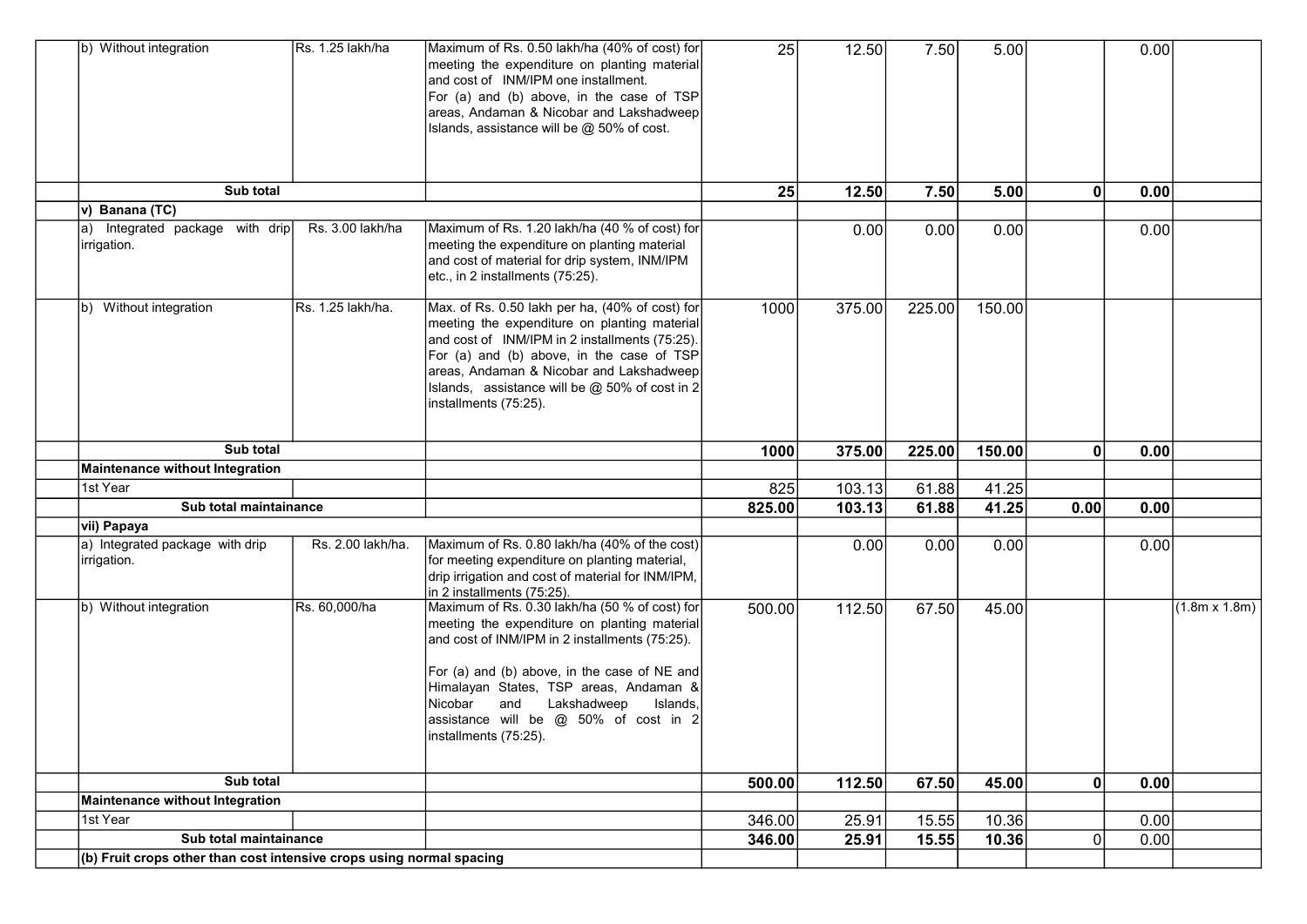| | | | | | | | | | |
|---|---|---|---|---|---|---|---|---|---|
| b) Without integration | Rs. 1.25 lakh/ha | Maximum of Rs. 0.50 lakh/ha (40% of cost) for meeting the expenditure on planting material and cost of INM/IPM one installment. For (a) and (b) above, in the case of TSP areas, Andaman & Nicobar and Lakshadweep Islands, assistance will be @ 50% of cost. | 25 | 12.50 | 7.50 | 5.00 | | 0.00 | |
| **Sub total** | | | **25** | **12.50** | **7.50** | **5.00** | **0** | **0.00** | |
| **v) Banana (TC)** | | | | | | | | | |
| a) Integrated package with drip irrigation. | Rs. 3.00 lakh/ha | Maximum of Rs. 1.20 lakh/ha (40 % of cost) for meeting the expenditure on planting material and cost of material for drip system, INM/IPM etc., in 2 installments (75:25). | | 0.00 | 0.00 | 0.00 | | 0.00 | |
| b) Without integration | Rs. 1.25 lakh/ha. | Max. of Rs. 0.50 lakh per ha, (40% of cost) for meeting the expenditure on planting material and cost of INM/IPM in 2 installments (75:25). For (a) and (b) above, in the case of TSP areas, Andaman & Nicobar and Lakshadweep Islands, assistance will be @ 50% of cost in 2 installments (75:25). | 1000 | 375.00 | 225.00 | 150.00 | | | |
| **Sub total** | | | **1000** | **375.00** | **225.00** | **150.00** | **0** | **0.00** | |
| **Maintenance without Integration** | | | | | | | | | |
| 1st Year | | | 825 | 103.13 | 61.88 | 41.25 | | | |
| **Sub total maintainance** | | | **825.00** | **103.13** | **61.88** | **41.25** | **0.00** | **0.00** | |
| **vii) Papaya** | | | | | | | | | |
| a) Integrated package with drip irrigation. | Rs. 2.00 lakh/ha. | Maximum of Rs. 0.80 lakh/ha (40% of the cost) for meeting expenditure on planting material, drip irrigation and cost of material for INM/IPM, in 2 installments (75:25). | | 0.00 | 0.00 | 0.00 | | 0.00 | |
| b) Without integration | Rs. 60,000/ha | Maximum of Rs. 0.30 lakh/ha (50 % of cost) for meeting the expenditure on planting material and cost of INM/IPM in 2 installments (75:25). For (a) and (b) above, in the case of NE and Himalayan States, TSP areas, Andaman & Nicobar and Lakshadweep Islands, assistance will be @ 50% of cost in 2 installments (75:25). | 500.00 | 112.50 | 67.50 | 45.00 | | | (1.8m x 1.8m) |
| **Sub total** | | | **500.00** | **112.50** | **67.50** | **45.00** | **0** | **0.00** | |
| **Maintenance without Integration** | | | | | | | | | |
| 1st Year | | | 346.00 | 25.91 | 15.55 | 10.36 | | 0.00 | |
| **Sub total maintainance** | | | **346.00** | **25.91** | **15.55** | **10.36** | 0 | 0.00 | |
| **(b) Fruit crops other than cost intensive crops using normal spacing** | | | | | | | | | |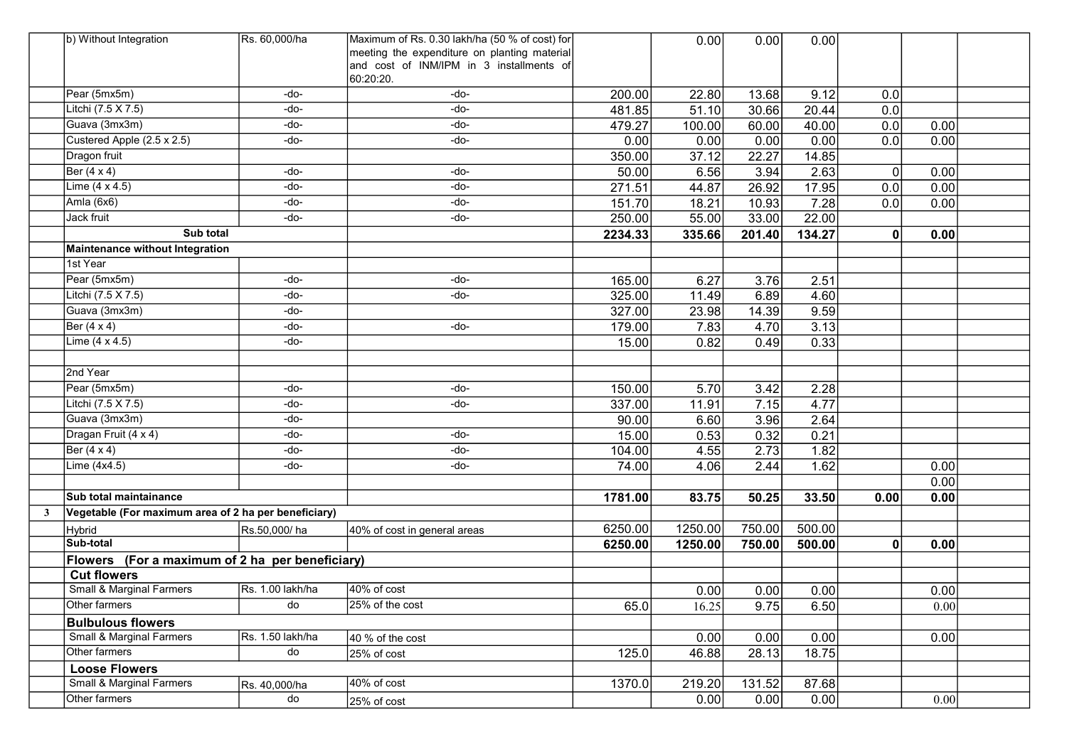| | | | | | | | | | |
|---|---|---|---|---|---|---|---|---|---|
| | b) Without Integration | Rs. 60,000/ha | Maximum of Rs. 0.30 lakh/ha (50 % of cost) for meeting the expenditure on planting material and cost of INM/IPM in 3 installments of 60:20:20. | | 0.00 | 0.00 | 0.00 | | |
| | Pear (5mx5m) | -do- | -do- | 200.00 | 22.80 | 13.68 | 9.12 | 0.0 | |
| | Litchi (7.5 X 7.5) | -do- | -do- | 481.85 | 51.10 | 30.66 | 20.44 | 0.0 | |
| | Guava (3mx3m) | -do- | -do- | 479.27 | 100.00 | 60.00 | 40.00 | 0.0 | 0.00 |
| | Custered Apple (2.5 x 2.5) | -do- | -do- | 0.00 | 0.00 | 0.00 | 0.00 | 0.0 | 0.00 |
| | Dragon fruit | | | 350.00 | 37.12 | 22.27 | 14.85 | | |
| | Ber (4 x 4) | -do- | -do- | 50.00 | 6.56 | 3.94 | 2.63 | 0 | 0.00 |
| | Lime (4 x 4.5) | -do- | -do- | 271.51 | 44.87 | 26.92 | 17.95 | 0.0 | 0.00 |
| | Amla (6x6) | -do- | -do- | 151.70 | 18.21 | 10.93 | 7.28 | 0.0 | 0.00 |
| | Jack fruit | -do- | -do- | 250.00 | 55.00 | 33.00 | 22.00 | | |
| | **Sub total** | | | **2234.33** | **335.66** | **201.40** | **134.27** | **0** | **0.00** |
| | **Maintenance without Integration** | | | | | | | | |
| | 1st Year | | | | | | | | |
| | Pear (5mx5m) | -do- | -do- | 165.00 | 6.27 | 3.76 | 2.51 | | |
| | Litchi (7.5 X 7.5) | -do- | -do- | 325.00 | 11.49 | 6.89 | 4.60 | | |
| | Guava (3mx3m) | -do- | | 327.00 | 23.98 | 14.39 | 9.59 | | |
| | Ber (4 x 4) | -do- | -do- | 179.00 | 7.83 | 4.70 | 3.13 | | |
| | Lime (4 x 4.5) | -do- | | 15.00 | 0.82 | 0.49 | 0.33 | | |
| | | | | | | | | | |
| | 2nd Year | | | | | | | | |
| | Pear (5mx5m) | -do- | -do- | 150.00 | 5.70 | 3.42 | 2.28 | | |
| | Litchi (7.5 X 7.5) | -do- | -do- | 337.00 | 11.91 | 7.15 | 4.77 | | |
| | Guava (3mx3m) | -do- | | 90.00 | 6.60 | 3.96 | 2.64 | | |
| | Dragan Fruit (4 x 4) | -do- | -do- | 15.00 | 0.53 | 0.32 | 0.21 | | |
| | Ber (4 x 4) | -do- | -do- | 104.00 | 4.55 | 2.73 | 1.82 | | |
| | Lime (4x4.5) | -do- | -do- | 74.00 | 4.06 | 2.44 | 1.62 | | 0.00 |
| | | | | | | | | | 0.00 |
| | **Sub total maintainance** | | | **1781.00** | **83.75** | **50.25** | **33.50** | **0.00** | **0.00** |
| **3** | **Vegetable (For maximum area of 2 ha per beneficiary)** | | | | | | | | |
| | Hybrid | Rs.50,000/ ha | 40% of cost in general areas | 6250.00 | 1250.00 | 750.00 | 500.00 | | |
| | **Sub-total** | | | **6250.00** | **1250.00** | **750.00** | **500.00** | **0** | **0.00** |
| | **Flowers (For a maximum of 2 ha per beneficiary)** | | | | | | | | |
| | **Cut flowers** | | | | | | | | |
| | Small & Marginal Farmers | Rs. 1.00 lakh/ha | 40% of cost | | 0.00 | 0.00 | 0.00 | | 0.00 |
| | Other farmers | do | 25% of the cost | 65.0 | 16.25 | 9.75 | 6.50 | | 0.00 |
| | **Bulbulous flowers** | | | | | | | | |
| | Small & Marginal Farmers | Rs. 1.50 lakh/ha | 40 % of the cost | | 0.00 | 0.00 | 0.00 | | 0.00 |
| | Other farmers | do | 25% of cost | 125.0 | 46.88 | 28.13 | 18.75 | | |
| | **Loose Flowers** | | | | | | | | |
| | Small & Marginal Farmers | Rs. 40,000/ha | 40% of cost | 1370.0 | 219.20 | 131.52 | 87.68 | | |
| | Other farmers | do | 25% of cost | | 0.00 | 0.00 | 0.00 | | 0.00 |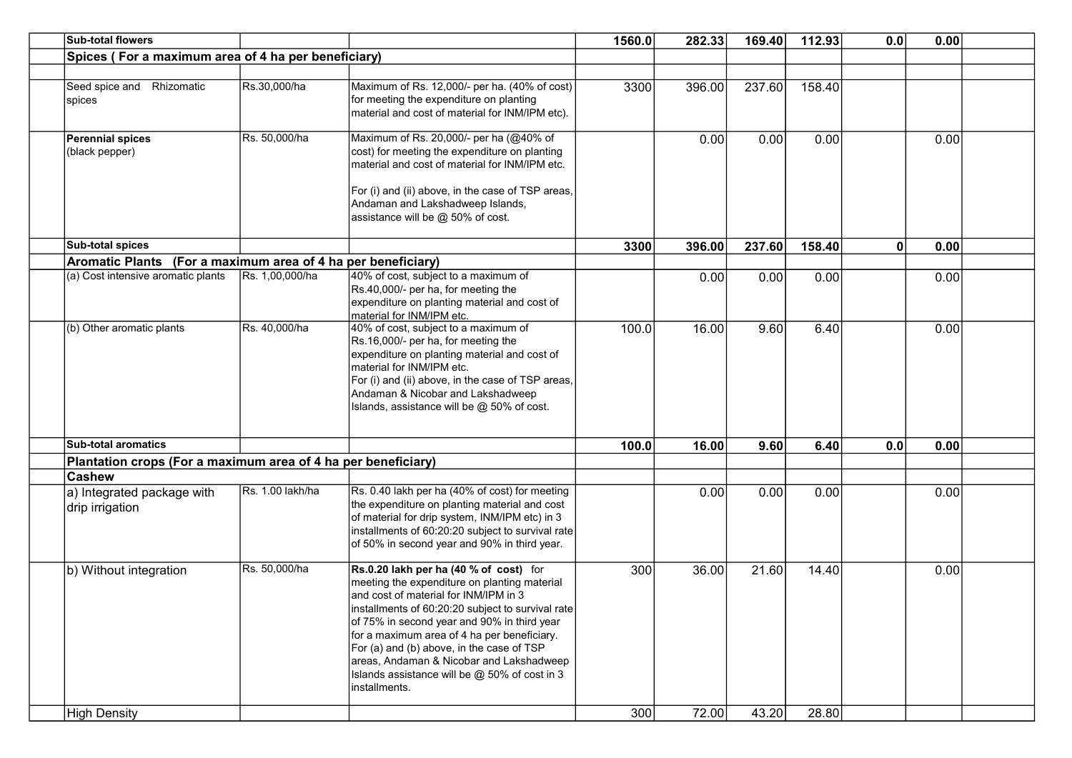| | | | | | | | | | |
|---|---|---|---|---|---|---|---|---|---|
| **Sub-total flowers** | | | **1560.0** | **282.33** | **169.40** | **112.93** | **0.0** | **0.00** | |
| **Spices ( For a maximum area of 4 ha per beneficiary)** | | | | | | | | | |
| | | | | | | | | | |
| Seed spice and Rhizomatic spices | Rs.30,000/ha | Maximum of Rs. 12,000/- per ha. (40% of cost) for meeting the expenditure on planting material and cost of material for INM/IPM etc). | 3300 | 396.00 | 237.60 | 158.40 | | | |
| **Perennial spices** (black pepper) | Rs. 50,000/ha | Maximum of Rs. 20,000/- per ha (@40% of cost) for meeting the expenditure on planting material and cost of material for INM/IPM etc. For (i) and (ii) above, in the case of TSP areas, Andaman and Lakshadweep Islands, assistance will be @ 50% of cost. | | 0.00 | 0.00 | 0.00 | | 0.00 | |
| **Sub-total spices** | | | **3300** | **396.00** | **237.60** | **158.40** | **0** | **0.00** | |
| **Aromatic Plants (For a maximum area of 4 ha per beneficiary)** | | | | | | | | | |
| (a) Cost intensive aromatic plants | Rs. 1,00,000/ha | 40% of cost, subject to a maximum of Rs.40,000/- per ha, for meeting the expenditure on planting material and cost of material for INM/IPM etc. | | 0.00 | 0.00 | 0.00 | | 0.00 | |
| (b) Other aromatic plants | Rs. 40,000/ha | 40% of cost, subject to a maximum of Rs.16,000/- per ha, for meeting the expenditure on planting material and cost of material for INM/IPM etc. For (i) and (ii) above, in the case of TSP areas, Andaman & Nicobar and Lakshadweep Islands, assistance will be @ 50% of cost. | 100.0 | 16.00 | 9.60 | 6.40 | | 0.00 | |
| **Sub-total aromatics** | | | **100.0** | **16.00** | **9.60** | **6.40** | **0.0** | **0.00** | |
| **Plantation crops (For a maximum area of 4 ha per beneficiary)** | | | | | | | | | |
| **Cashew** | | | | | | | | | |
| a) Integrated package with drip irrigation | Rs. 1.00 lakh/ha | Rs. 0.40 lakh per ha (40% of cost) for meeting the expenditure on planting material and cost of material for drip system, INM/IPM etc) in 3 installments of 60:20:20 subject to survival rate of 50% in second year and 90% in third year. | | 0.00 | 0.00 | 0.00 | | 0.00 | |
| b) Without integration | Rs. 50,000/ha | **Rs.0.20 lakh per ha (40 % of cost)** for meeting the expenditure on planting material and cost of material for INM/IPM in 3 installments of 60:20:20 subject to survival rate of 75% in second year and 90% in third year for a maximum area of 4 ha per beneficiary. For (a) and (b) above, in the case of TSP areas, Andaman & Nicobar and Lakshadweep Islands assistance will be @ 50% of cost in 3 installments. | 300 | 36.00 | 21.60 | 14.40 | | 0.00 | |
| High Density | | | 300 | 72.00 | 43.20 | 28.80 | | | |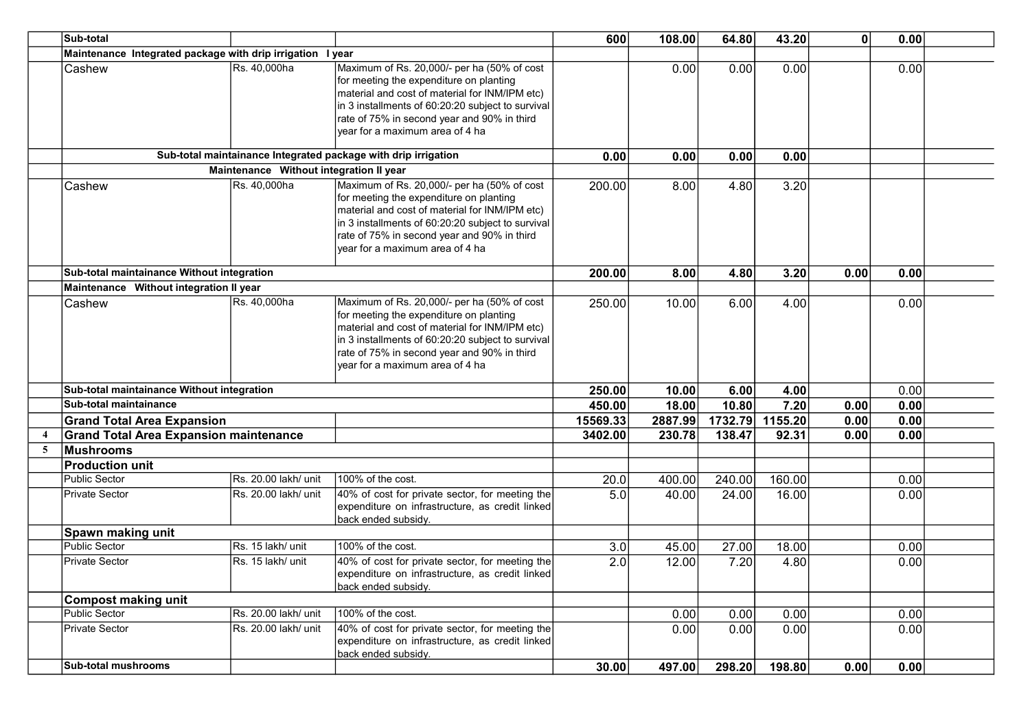|   |   |   |   |   |   |   |   |   |   |   |
|---|---|---|---|---|---|---|---|---|---|---|
|   | **Sub-total** |   |   | **600** | **108.00** | **64.80** | **43.20** | **0** | **0.00** |   |
|   | **Maintenance Integrated package with drip irrigation I year** |   |   |   |   |   |   |   |   |   |
|   | Cashew | Rs. 40,000ha | Maximum of Rs. 20,000/- per ha (50% of cost for meeting the expenditure on planting material and cost of material for INM/IPM etc) in 3 installments of 60:20:20 subject to survival rate of 75% in second year and 90% in third year for a maximum area of 4 ha |   | 0.00 | 0.00 | 0.00 |   | 0.00 |   |
|   | **Sub-total maintainance Integrated package with drip irrigation** |   |   | **0.00** | **0.00** | **0.00** | **0.00** |   |   |   |
|   | **Maintenance Without integration II year** |   |   |   |   |   |   |   |   |   |
|   | Cashew | Rs. 40,000ha | Maximum of Rs. 20,000/- per ha (50% of cost for meeting the expenditure on planting material and cost of material for INM/IPM etc) in 3 installments of 60:20:20 subject to survival rate of 75% in second year and 90% in third year for a maximum area of 4 ha | 200.00 | 8.00 | 4.80 | 3.20 |   |   |   |
|   | **Sub-total maintainance Without integration** |   |   | **200.00** | **8.00** | **4.80** | **3.20** | **0.00** | **0.00** |   |
|   | **Maintenance Without integration II year** |   |   |   |   |   |   |   |   |   |
|   | Cashew | Rs. 40,000ha | Maximum of Rs. 20,000/- per ha (50% of cost for meeting the expenditure on planting material and cost of material for INM/IPM etc) in 3 installments of 60:20:20 subject to survival rate of 75% in second year and 90% in third year for a maximum area of 4 ha | 250.00 | 10.00 | 6.00 | 4.00 |   | 0.00 |   |
|   | **Sub-total maintainance Without integration** |   |   | **250.00** | **10.00** | **6.00** | **4.00** |   | **0.00** |   |
|   | **Sub-total maintainance** |   |   | **450.00** | **18.00** | **10.80** | **7.20** | **0.00** | **0.00** |   |
|   | **Grand Total Area Expansion** |   |   | **15569.33** | **2887.99** | **1732.79** | **1155.20** | **0.00** | **0.00** |   |
| 4 | **Grand Total Area Expansion maintenance** |   |   | **3402.00** | **230.78** | **138.47** | **92.31** | **0.00** | **0.00** |   |
| 5 | **Mushrooms** |   |   |   |   |   |   |   |   |   |
|   | **Production unit** |   |   |   |   |   |   |   |   |   |
|   | Public Sector | Rs. 20.00 lakh/ unit | 100% of the cost. | 20.0 | 400.00 | 240.00 | 160.00 |   | 0.00 |   |
|   | Private Sector | Rs. 20.00 lakh/ unit | 40% of cost for private sector, for meeting the expenditure on infrastructure, as credit linked back ended subsidy. | 5.0 | 40.00 | 24.00 | 16.00 |   | 0.00 |   |
|   | **Spawn making unit** |   |   |   |   |   |   |   |   |   |
|   | Public Sector | Rs. 15 lakh/ unit | 100% of the cost. | 3.0 | 45.00 | 27.00 | 18.00 |   | 0.00 |   |
|   | Private Sector | Rs. 15 lakh/ unit | 40% of cost for private sector, for meeting the expenditure on infrastructure, as credit linked back ended subsidy. | 2.0 | 12.00 | 7.20 | 4.80 |   | 0.00 |   |
|   | **Compost making unit** |   |   |   |   |   |   |   |   |   |
|   | Public Sector | Rs. 20.00 lakh/ unit | 100% of the cost. |   | 0.00 | 0.00 | 0.00 |   | 0.00 |   |
|   | Private Sector | Rs. 20.00 lakh/ unit | 40% of cost for private sector, for meeting the expenditure on infrastructure, as credit linked back ended subsidy. |   | 0.00 | 0.00 | 0.00 |   | 0.00 |   |
|   | **Sub-total mushrooms** |   |   | **30.00** | **497.00** | **298.20** | **198.80** | **0.00** | **0.00** |   |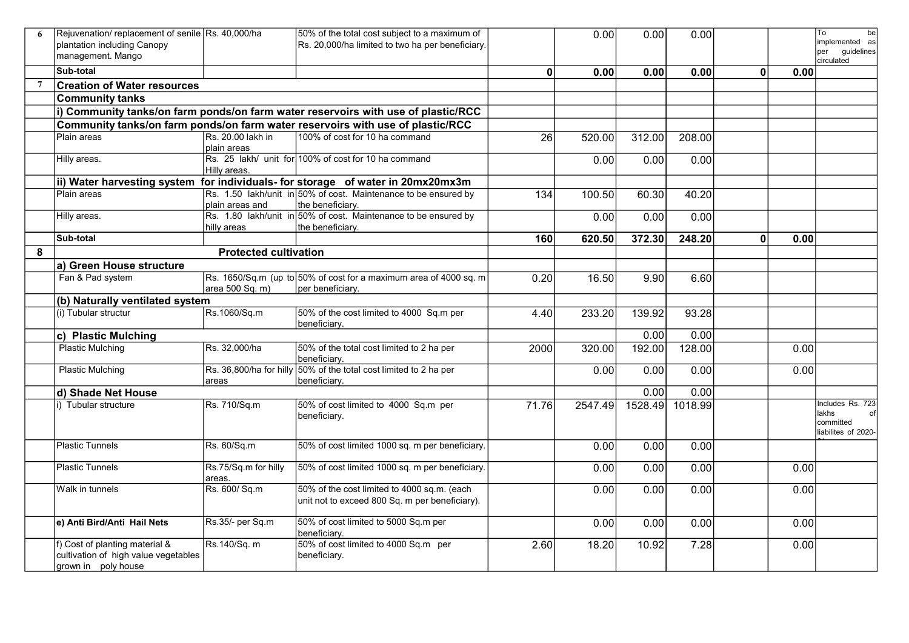| | | | | | | | | | | |
|---|---|---|---|---|---|---|---|---|---|---|
| 6 | Rejuvenation/ replacement of senile plantation including Canopy management. Mango | Rs. 40,000/ha | 50% of the total cost subject to a maximum of Rs. 20,000/ha limited to two ha per beneficiary. | | 0.00 | 0.00 | 0.00 | | | To be implemented as per guidelines circulated |
| | **Sub-total** | | | **0** | **0.00** | **0.00** | **0.00** | **0** | **0.00** | |
| 7 | **Creation of Water resources** | | | | | | | | | |
| | **Community tanks** | | | | | | | | | |
| | **i) Community tanks/on farm ponds/on farm water reservoirs with use of plastic/RCC** | | | | | | | | | |
| | **Community tanks/on farm ponds/on farm water reservoirs with use of plastic/RCC** | | | | | | | | | |
| | Plain areas | Rs. 20.00 lakh in plain areas | 100% of cost for 10 ha command | 26 | 520.00 | 312.00 | 208.00 | | | |
| | Hilly areas. | Rs. 25 lakh/ unit for Hilly areas. | 100% of cost for 10 ha command | | 0.00 | 0.00 | 0.00 | | | |
| | **ii) Water harvesting system for individuals- for storage of water in 20mx20mx3m** | | | | | | | | | |
| | Plain areas | Rs. 1.50 lakh/unit in plain areas and | 50% of cost. Maintenance to be ensured by the beneficiary. | 134 | 100.50 | 60.30 | 40.20 | | | |
| | Hilly areas. | Rs. 1.80 lakh/unit in hilly areas | 50% of cost. Maintenance to be ensured by the beneficiary. | | 0.00 | 0.00 | 0.00 | | | |
| | **Sub-total** | | | **160** | **620.50** | **372.30** | **248.20** | **0** | **0.00** | |
| **8** | **Protected cultivation** | | | | | | | | | |
| | **a) Green House structure** | | | | | | | | | |
| | Fan & Pad system | Rs. 1650/Sq.m (up to area 500 Sq. m) | 50% of cost for a maximum area of 4000 sq. m per beneficiary. | 0.20 | 16.50 | 9.90 | 6.60 | | | |
| | **(b) Naturally ventilated system** | | | | | | | | | |
| | (i) Tubular structur | Rs.1060/Sq.m | 50% of the cost limited to 4000 Sq.m per beneficiary. | 4.40 | 233.20 | 139.92 | 93.28 | | | |
| | **c) Plastic Mulching** | | | | | 0.00 | 0.00 | | | |
| | Plastic Mulching | Rs. 32,000/ha | 50% of the total cost limited to 2 ha per beneficiary. | 2000 | 320.00 | 192.00 | 128.00 | | 0.00 | |
| | Plastic Mulching | Rs. 36,800/ha for hilly areas | 50% of the total cost limited to 2 ha per beneficiary. | | 0.00 | 0.00 | 0.00 | | 0.00 | |
| | **d) Shade Net House** | | | | | 0.00 | 0.00 | | | |
| | i) Tubular structure | Rs. 710/Sq.m | 50% of cost limited to 4000 Sq.m per beneficiary. | 71.76 | 2547.49 | 1528.49 | 1018.99 | | | Includes Rs. 723 lakhs of committed liabilites of 2020-21 |
| | Plastic Tunnels | Rs. 60/Sq.m | 50% of cost limited 1000 sq. m per beneficiary. | | 0.00 | 0.00 | 0.00 | | | |
| | Plastic Tunnels | Rs.75/Sq.m for hilly areas. | 50% of cost limited 1000 sq. m per beneficiary. | | 0.00 | 0.00 | 0.00 | | 0.00 | |
| | Walk in tunnels | Rs. 600/ Sq.m | 50% of the cost limited to 4000 sq.m. (each unit not to exceed 800 Sq. m per beneficiary). | | 0.00 | 0.00 | 0.00 | | 0.00 | |
| | **e) Anti Bird/Anti Hail Nets** | Rs.35/- per Sq.m | 50% of cost limited to 5000 Sq.m per beneficiary. | | 0.00 | 0.00 | 0.00 | | 0.00 | |
| | f) Cost of planting material & cultivation of high value vegetables grown in poly house | Rs.140/Sq. m | 50% of cost limited to 4000 Sq.m per beneficiary. | 2.60 | 18.20 | 10.92 | 7.28 | | 0.00 | |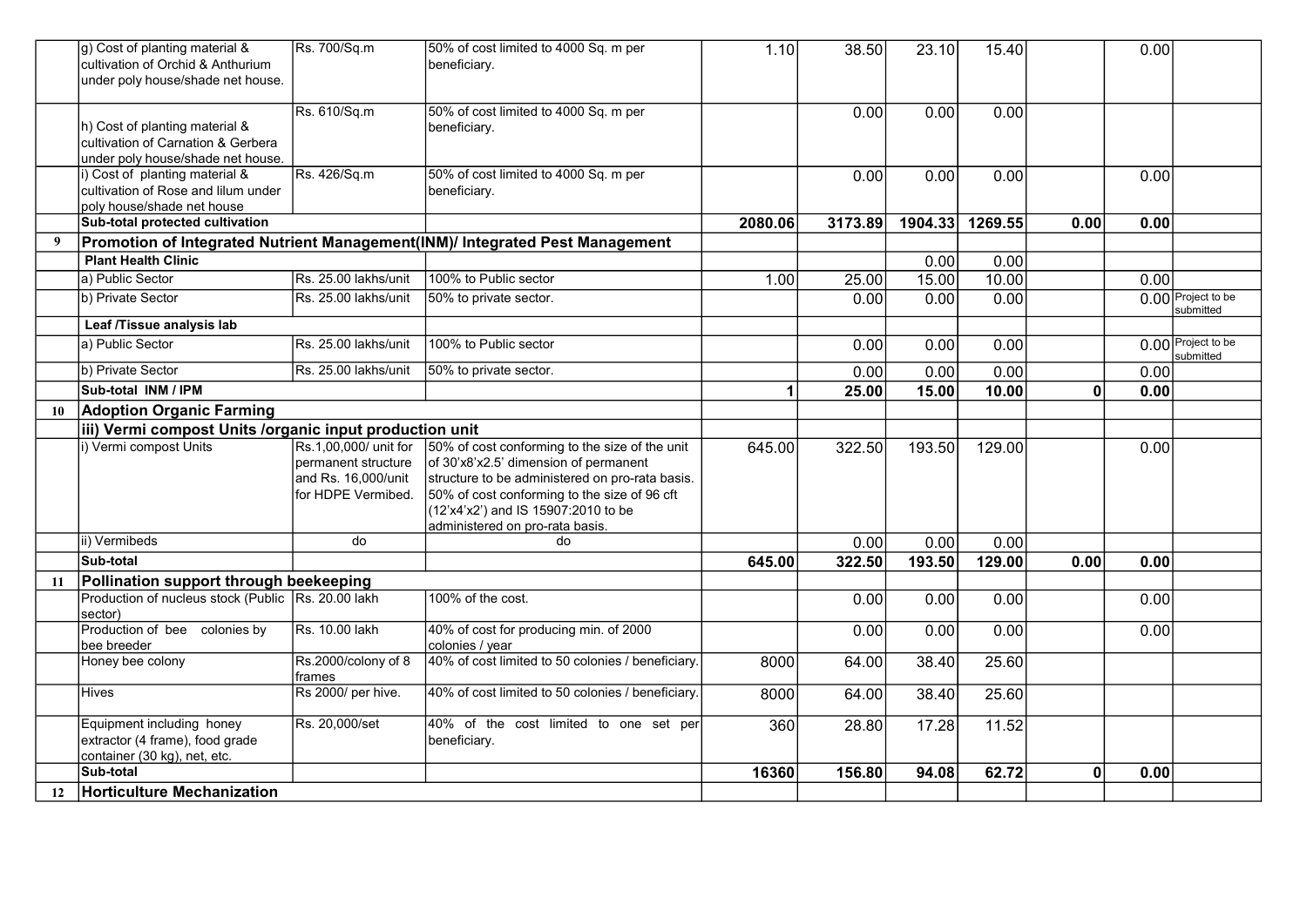| | | | | | | | | | | |
|---|---|---|---|---|---|---|---|---|---|---|
| | g) Cost of planting material & cultivation of Orchid & Anthurium under poly house/shade net house. | Rs. 700/Sq.m | 50% of cost limited to 4000 Sq. m per beneficiary. | 1.10 | 38.50 | 23.10 | 15.40 | | 0.00 | |
| | h) Cost of planting material & cultivation of Carnation & Gerbera under poly house/shade net house. | Rs. 610/Sq.m | 50% of cost limited to 4000 Sq. m per beneficiary. | | 0.00 | 0.00 | 0.00 | | | |
| | i) Cost of planting material & cultivation of Rose and lilum under poly house/shade net house | Rs. 426/Sq.m | 50% of cost limited to 4000 Sq. m per beneficiary. | | 0.00 | 0.00 | 0.00 | | 0.00 | |
| | **Sub-total protected cultivation** | | | **2080.06** | **3173.89** | **1904.33** | **1269.55** | **0.00** | **0.00** | |
| **9** | **Promotion of Integrated Nutrient Management(INM)/ Integrated Pest Management** | | | | | | | | | |
| | **Plant Health Clinic** | | | | | 0.00 | 0.00 | | | |
| | a) Public Sector | Rs. 25.00 lakhs/unit | 100% to Public sector | 1.00 | 25.00 | 15.00 | 10.00 | | 0.00 | |
| | b) Private Sector | Rs. 25.00 lakhs/unit | 50% to private sector. | | 0.00 | 0.00 | 0.00 | | 0.00 | Project to be submitted |
| | **Leaf /Tissue analysis lab** | | | | | | | | | |
| | a) Public Sector | Rs. 25.00 lakhs/unit | 100% to Public sector | | 0.00 | 0.00 | 0.00 | | 0.00 | Project to be submitted |
| | b) Private Sector | Rs. 25.00 lakhs/unit | 50% to private sector. | | 0.00 | 0.00 | 0.00 | | 0.00 | |
| | **Sub-total INM / IPM** | | | **1** | **25.00** | **15.00** | **10.00** | **0** | **0.00** | |
| **10** | **Adoption Organic Farming** | | | | | | | | | |
| | **iii) Vermi compost Units /organic input production unit** | | | | | | | | | |
| | i) Vermi compost Units | Rs.1,00,000/ unit for permanent structure and Rs. 16,000/unit for HDPE Vermibed. | 50% of cost conforming to the size of the unit of 30'x8'x2.5' dimension of permanent structure to be administered on pro-rata basis. 50% of cost conforming to the size of 96 cft (12'x4'x2') and IS 15907:2010 to be administered on pro-rata basis. | 645.00 | 322.50 | 193.50 | 129.00 | | 0.00 | |
| | ii) Vermibeds | do | do | | 0.00 | 0.00 | 0.00 | | | |
| | **Sub-total** | | | **645.00** | **322.50** | **193.50** | **129.00** | **0.00** | **0.00** | |
| **11** | **Pollination support through beekeeping** | | | | | | | | | |
| | Production of nucleus stock (Public sector) | Rs. 20.00 lakh | 100% of the cost. | | 0.00 | 0.00 | 0.00 | | 0.00 | |
| | Production of bee colonies by bee breeder | Rs. 10.00 lakh | 40% of cost for producing min. of 2000 colonies / year | | 0.00 | 0.00 | 0.00 | | 0.00 | |
| | Honey bee colony | Rs.2000/colony of 8 frames | 40% of cost limited to 50 colonies / beneficiary. | 8000 | 64.00 | 38.40 | 25.60 | | | |
| | Hives | Rs 2000/ per hive. | 40% of cost limited to 50 colonies / beneficiary. | 8000 | 64.00 | 38.40 | 25.60 | | | |
| | Equipment including honey extractor (4 frame), food grade container (30 kg), net, etc. | Rs. 20,000/set | 40% of the cost limited to one set per beneficiary. | 360 | 28.80 | 17.28 | 11.52 | | | |
| | **Sub-total** | | | **16360** | **156.80** | **94.08** | **62.72** | **0** | **0.00** | |
| **12** | **Horticulture Mechanization** | | | | | | | | | |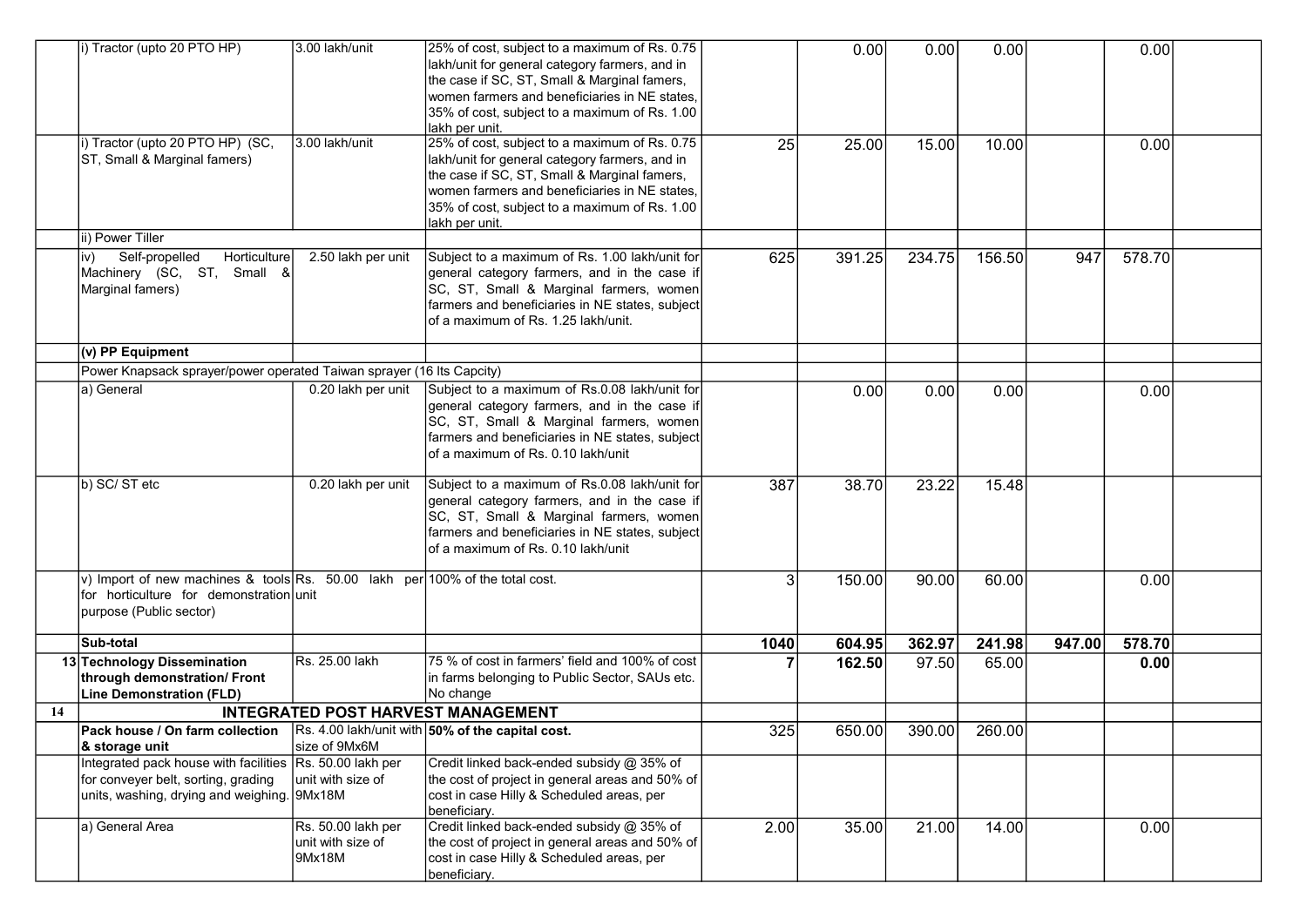| | | | | | | | | | | |
|---|---|---|---|---|---|---|---|---|---|---|
| | i) Tractor (upto 20 PTO HP) | 3.00 lakh/unit | 25% of cost, subject to a maximum of Rs. 0.75 lakh/unit for general category farmers, and in the case if SC, ST, Small & Marginal famers, women farmers and beneficiaries in NE states, 35% of cost, subject to a maximum of Rs. 1.00 lakh per unit. | | 0.00 | 0.00 | 0.00 | | 0.00 | |
| | i) Tractor (upto 20 PTO HP) (SC, ST, Small & Marginal famers) | 3.00 lakh/unit | 25% of cost, subject to a maximum of Rs. 0.75 lakh/unit for general category farmers, and in the case if SC, ST, Small & Marginal famers, women farmers and beneficiaries in NE states, 35% of cost, subject to a maximum of Rs. 1.00 lakh per unit. | 25 | 25.00 | 15.00 | 10.00 | | 0.00 | |
| | ii) Power Tiller | | | | | | | | | |
| | iv) Self-propelled Horticulture Machinery (SC, ST, Small & Marginal famers) | 2.50 lakh per unit | Subject to a maximum of Rs. 1.00 lakh/unit for general category farmers, and in the case if SC, ST, Small & Marginal farmers, women farmers and beneficiaries in NE states, subject of a maximum of Rs. 1.25 lakh/unit. | 625 | 391.25 | 234.75 | 156.50 | 947 | 578.70 | |
| | **(v) PP Equipment** | | | | | | | | | |
| | Power Knapsack sprayer/power operated Taiwan sprayer (16 lts Capcity) | | | | | | | | | |
| | a) General | 0.20 lakh per unit | Subject to a maximum of Rs.0.08 lakh/unit for general category farmers, and in the case if SC, ST, Small & Marginal farmers, women farmers and beneficiaries in NE states, subject of a maximum of Rs. 0.10 lakh/unit | | 0.00 | 0.00 | 0.00 | | 0.00 | |
| | b) SC/ ST etc | 0.20 lakh per unit | Subject to a maximum of Rs.0.08 lakh/unit for general category farmers, and in the case if SC, ST, Small & Marginal farmers, women farmers and beneficiaries in NE states, subject of a maximum of Rs. 0.10 lakh/unit | 387 | 38.70 | 23.22 | 15.48 | | | |
| | v) Import of new machines & tools for horticulture for demonstration purpose (Public sector) | Rs. 50.00 lakh per unit | 100% of the total cost. | 3 | 150.00 | 90.00 | 60.00 | | 0.00 | |
| | **Sub-total** | | | **1040** | **604.95** | **362.97** | **241.98** | **947.00** | **578.70** | |
| 13 | **Technology Dissemination through demonstration/ Front Line Demonstration (FLD)** | Rs. 25.00 lakh | 75 % of cost in farmers' field and 100% of cost in farms belonging to Public Sector, SAUs etc. No change | **7** | **162.50** | 97.50 | 65.00 | | **0.00** | |
| **14** | **INTEGRATED POST HARVEST MANAGEMENT** | | | | | | | | | |
| | **Pack house / On farm collection & storage unit** | Rs. 4.00 lakh/unit with size of 9Mx6M | **50% of the capital cost.** | 325 | 650.00 | 390.00 | 260.00 | | | |
| | Integrated pack house with facilities for conveyer belt, sorting, grading units, washing, drying and weighing. | Rs. 50.00 lakh per unit with size of 9Mx18M | Credit linked back-ended subsidy @ 35% of the cost of project in general areas and 50% of cost in case Hilly & Scheduled areas, per beneficiary. | | | | | | | |
| | a) General Area | Rs. 50.00 lakh per unit with size of 9Mx18M | Credit linked back-ended subsidy @ 35% of the cost of project in general areas and 50% of cost in case Hilly & Scheduled areas, per beneficiary. | 2.00 | 35.00 | 21.00 | 14.00 | | 0.00 | |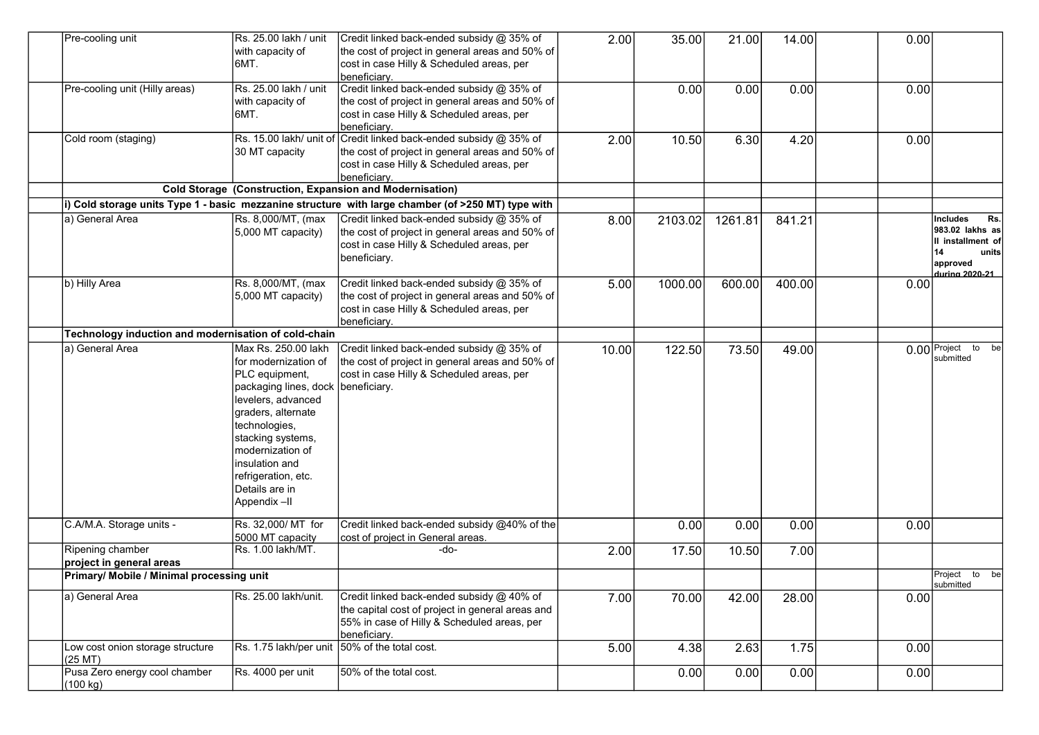| | | | | | | | | | | |
|---|---|---|---|---|---|---|---|---|---|---|
| | Pre-cooling unit | Rs. 25.00 lakh / unit with capacity of 6MT. | Credit linked back-ended subsidy @ 35% of the cost of project in general areas and 50% of cost in case Hilly & Scheduled areas, per beneficiary. | 2.00 | 35.00 | 21.00 | 14.00 | | 0.00 | |
| | Pre-cooling unit (Hilly areas) | Rs. 25.00 lakh / unit with capacity of 6MT. | Credit linked back-ended subsidy @ 35% of the cost of project in general areas and 50% of cost in case Hilly & Scheduled areas, per beneficiary. | | 0.00 | 0.00 | 0.00 | | 0.00 | |
| | Cold room (staging) | Rs. 15.00 lakh/ unit of 30 MT capacity | Credit linked back-ended subsidy @ 35% of the cost of project in general areas and 50% of cost in case Hilly & Scheduled areas, per beneficiary. | 2.00 | 10.50 | 6.30 | 4.20 | | 0.00 | |
| | **Cold Storage (Construction, Expansion and Modernisation)** | | | | | | | | | |
| | **i) Cold storage units Type 1 - basic mezzanine structure with large chamber (of >250 MT) type with** | | | | | | | | | |
| | a) General Area | Rs. 8,000/MT, (max 5,000 MT capacity) | Credit linked back-ended subsidy @ 35% of the cost of project in general areas and 50% of cost in case Hilly & Scheduled areas, per beneficiary. | 8.00 | 2103.02 | 1261.81 | 841.21 | | | **Includes Rs. 983.02 lakhs as II installment of 14 units approved during 2020-21** |
| | b) Hilly Area | Rs. 8,000/MT, (max 5,000 MT capacity) | Credit linked back-ended subsidy @ 35% of the cost of project in general areas and 50% of cost in case Hilly & Scheduled areas, per beneficiary. | 5.00 | 1000.00 | 600.00 | 400.00 | | 0.00 | |
| | **Technology induction and modernisation of cold-chain** | | | | | | | | | |
| | a) General Area | Max Rs. 250.00 lakh for modernization of PLC equipment, packaging lines, dock levelers, advanced graders, alternate technologies, stacking systems, modernization of insulation and refrigeration, etc. Details are in Appendix –II | Credit linked back-ended subsidy @ 35% of the cost of project in general areas and 50% of cost in case Hilly & Scheduled areas, per beneficiary. | 10.00 | 122.50 | 73.50 | 49.00 | | 0.00 | Project to be submitted |
| | C.A/M.A. Storage units - | Rs. 32,000/ MT for 5000 MT capacity | Credit linked back-ended subsidy @40% of the cost of project in General areas. | | 0.00 | 0.00 | 0.00 | | 0.00 | |
| | Ripening chamber project in general areas | Rs. 1.00 lakh/MT. | -do- | 2.00 | 17.50 | 10.50 | 7.00 | | | |
| | **Primary/ Mobile / Minimal processing unit** | | | | | | | | | Project to be submitted |
| | a) General Area | Rs. 25.00 lakh/unit. | Credit linked back-ended subsidy @ 40% of the capital cost of project in general areas and 55% in case of Hilly & Scheduled areas, per beneficiary. | 7.00 | 70.00 | 42.00 | 28.00 | | 0.00 | |
| | Low cost onion storage structure (25 MT) | Rs. 1.75 lakh/per unit | 50% of the total cost. | 5.00 | 4.38 | 2.63 | 1.75 | | 0.00 | |
| | Pusa Zero energy cool chamber (100 kg) | Rs. 4000 per unit | 50% of the total cost. | | 0.00 | 0.00 | 0.00 | | 0.00 | |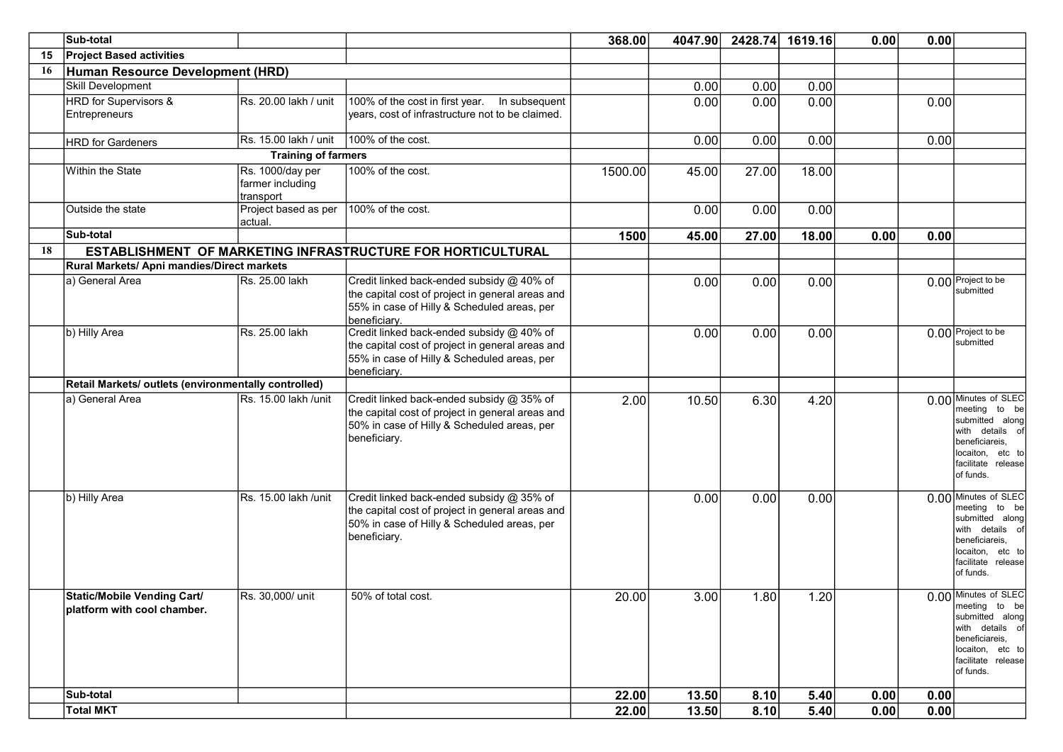| | | | | | | | | | | |
|---|---|---|---|---|---|---|---|---|---|---|
| | **Sub-total** | | | **368.00** | **4047.90** | **2428.74** | **1619.16** | **0.00** | **0.00** | |
| **15** | **Project Based activities** | | | | | | | | | |
| **16** | **Human Resource Development (HRD)** | | | | | | | | | |
| | Skill Development | | | | 0.00 | 0.00 | 0.00 | | | |
| | HRD for Supervisors & Entrepreneurs | Rs. 20.00 lakh / unit | 100% of the cost in first year. In subsequent years, cost of infrastructure not to be claimed. | | 0.00 | 0.00 | 0.00 | | 0.00 | |
| | HRD for Gardeners | Rs. 15.00 lakh / unit | 100% of the cost. | | 0.00 | 0.00 | 0.00 | | 0.00 | |
| | | **Training of farmers** | | | | | | | | |
| | Within the State | Rs. 1000/day per farmer including transport | 100% of the cost. | 1500.00 | 45.00 | 27.00 | 18.00 | | | |
| | Outside the state | Project based as per actual. | 100% of the cost. | | 0.00 | 0.00 | 0.00 | | | |
| | **Sub-total** | | | **1500** | **45.00** | **27.00** | **18.00** | **0.00** | **0.00** | |
| **18** | **ESTABLISHMENT OF MARKETING INFRASTRUCTURE FOR HORTICULTURAL** | | | | | | | | | |
| | **Rural Markets/ Apni mandies/Direct markets** | | | | | | | | | |
| | a) General Area | Rs. 25.00 lakh | Credit linked back-ended subsidy @ 40% of the capital cost of project in general areas and 55% in case of Hilly & Scheduled areas, per beneficiary. | | 0.00 | 0.00 | 0.00 | | 0.00 | Project to be submitted |
| | b) Hilly Area | Rs. 25.00 lakh | Credit linked back-ended subsidy @ 40% of the capital cost of project in general areas and 55% in case of Hilly & Scheduled areas, per beneficiary. | | 0.00 | 0.00 | 0.00 | | 0.00 | Project to be submitted |
| | **Retail Markets/ outlets (environmentally controlled)** | | | | | | | | | |
| | a) General Area | Rs. 15.00 lakh /unit | Credit linked back-ended subsidy @ 35% of the capital cost of project in general areas and 50% in case of Hilly & Scheduled areas, per beneficiary. | 2.00 | 10.50 | 6.30 | 4.20 | | 0.00 | Minutes of SLEC meeting to be submitted along with details of beneficiareis, locaiton, etc to facilitate release of funds. |
| | b) Hilly Area | Rs. 15.00 lakh /unit | Credit linked back-ended subsidy @ 35% of the capital cost of project in general areas and 50% in case of Hilly & Scheduled areas, per beneficiary. | | 0.00 | 0.00 | 0.00 | | 0.00 | Minutes of SLEC meeting to be submitted along with details of beneficiareis, locaiton, etc to facilitate release of funds. |
| | **Static/Mobile Vending Cart/ platform with cool chamber.** | Rs. 30,000/ unit | 50% of total cost. | 20.00 | 3.00 | 1.80 | 1.20 | | 0.00 | Minutes of SLEC meeting to be submitted along with details of beneficiareis, locaiton, etc to facilitate release of funds. |
| | **Sub-total** | | | **22.00** | **13.50** | **8.10** | **5.40** | **0.00** | **0.00** | |
| | **Total MKT** | | | **22.00** | **13.50** | **8.10** | **5.40** | **0.00** | **0.00** | |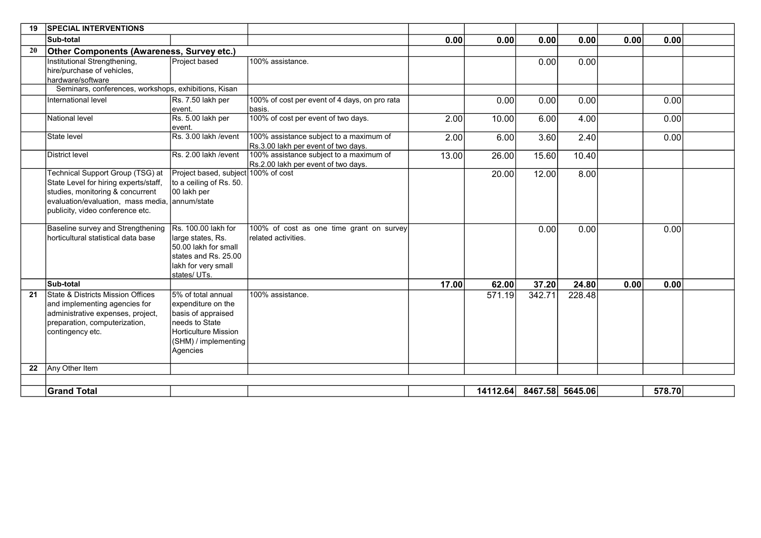| | | | | | | | | | | |
|---|---|---|---|---|---|---|---|---|---|---|
| 19 | **SPECIAL INTERVENTIONS** | | | | | | | | | |
| | **Sub-total** | | | **0.00** | **0.00** | **0.00** | **0.00** | **0.00** | **0.00** | |
| 20 | **Other Components (Awareness, Survey etc.)** | | | | | | | | | |
| | Institutional Strengthening, hire/purchase of vehicles, hardware/software | Project based | 100% assistance. | | | 0.00 | 0.00 | | | |
| | Seminars, conferences, workshops, exhibitions, Kisan | | | | | | | | | |
| | International level | Rs. 7.50 lakh per event. | 100% of cost per event of 4 days, on pro rata basis. | | 0.00 | 0.00 | 0.00 | | 0.00 | |
| | National level | Rs. 5.00 lakh per event. | 100% of cost per event of two days. | 2.00 | 10.00 | 6.00 | 4.00 | | 0.00 | |
| | State level | Rs. 3.00 lakh /event | 100% assistance subject to a maximum of Rs.3.00 lakh per event of two days. | 2.00 | 6.00 | 3.60 | 2.40 | | 0.00 | |
| | District level | Rs. 2.00 lakh /event | 100% assistance subject to a maximum of Rs.2.00 lakh per event of two days. | 13.00 | 26.00 | 15.60 | 10.40 | | | |
| | Technical Support Group (TSG) at State Level for hiring experts/staff, studies, monitoring & concurrent evaluation/evaluation, mass media, publicity, video conference etc. | Project based, subject to a ceiling of Rs. 50. 00 lakh per annum/state | 100% of cost | | 20.00 | 12.00 | 8.00 | | | |
| | Baseline survey and Strengthening horticultural statistical data base | Rs. 100.00 lakh for large states, Rs. 50.00 lakh for small states and Rs. 25.00 lakh for very small states/ UTs. | 100% of cost as one time grant on survey related activities. | | | 0.00 | 0.00 | | 0.00 | |
| | **Sub-total** | | | **17.00** | **62.00** | **37.20** | **24.80** | **0.00** | **0.00** | |
| 21 | State & Districts Mission Offices and implementing agencies for administrative expenses, project, preparation, computerization, contingency etc. | 5% of total annual expenditure on the basis of appraised needs to State Horticulture Mission (SHM) / implementing Agencies | 100% assistance. | | 571.19 | 342.71 | 228.48 | | | |
| 22 | Any Other Item | | | | | | | | | |
| | | | | | | | | | | |
| | **Grand Total** | | | | **14112.64** | **8467.58** | **5645.06** | | **578.70** | |